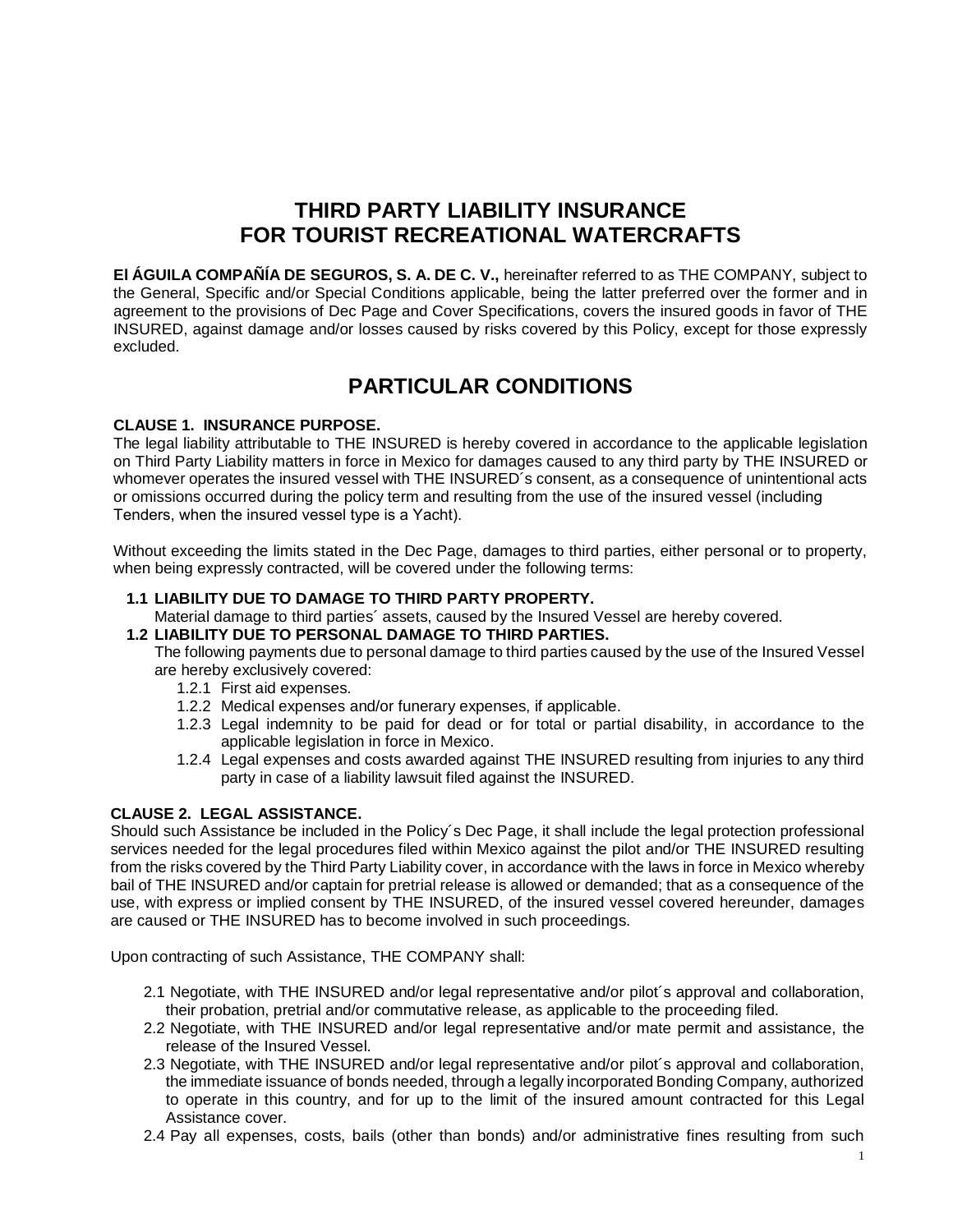# THIRD PARTY LIABILITY INSURANCE FOR TOURIST RECREATIONAL WATERCRAFTS

**El ÁGUILA COMPAÑÍA DE SEGUROS, S. A. DE C. V.,** hereinafter referred to as THE COMPANY, subject to the General, Specific and/or Special Conditions applicable, being the latter preferred over the former and in agreement to the provisions of Dec Page and Cover Specifications, covers the insured goods in favor of THE INSURED, against damage and/or losses caused by risks covered by this Policy, except for those expressly excluded.

## PARTICULAR CONDITIONS

**CLAUSE 1. INSURANCE PURPOSE.**

The legal liability attributable to THE INSURED is hereby covered in accordance to the applicable legislation on Third Party Liability matters in force in Mexico for damages caused to any third party by THE INSURED or whomever operates the insured vessel with THE INSURED´s consent, as a consequence of unintentional acts or omissions occurred during the policy term and resulting from the use of the insured vessel (including Tenders, when the insured vessel type is a Yacht).

Without exceeding the limits stated in the Dec Page, damages to third parties, either personal or to property, when being expressly contracted, will be covered under the following terms:

**1.1 LIABILITY DUE TO DAMAGE TO THIRD PARTY PROPERTY.**
Material damage to third parties´ assets, caused by the Insured Vessel are hereby covered.

**1.2 LIABILITY DUE TO PERSONAL DAMAGE TO THIRD PARTIES.**
The following payments due to personal damage to third parties caused by the use of the Insured Vessel are hereby exclusively covered:

- 1.2.1 First aid expenses.
- 1.2.2 Medical expenses and/or funerary expenses, if applicable.
- 1.2.3 Legal indemnity to be paid for dead or for total or partial disability, in accordance to the applicable legislation in force in Mexico.
- 1.2.4 Legal expenses and costs awarded against THE INSURED resulting from injuries to any third party in case of a liability lawsuit filed against the INSURED.

**CLAUSE 2. LEGAL ASSISTANCE.**

Should such Assistance be included in the Policy´s Dec Page, it shall include the legal protection professional services needed for the legal procedures filed within Mexico against the pilot and/or THE INSURED resulting from the risks covered by the Third Party Liability cover, in accordance with the laws in force in Mexico whereby bail of THE INSURED and/or captain for pretrial release is allowed or demanded; that as a consequence of the use, with express or implied consent by THE INSURED, of the insured vessel covered hereunder, damages are caused or THE INSURED has to become involved in such proceedings.

Upon contracting of such Assistance, THE COMPANY shall:

2.1 Negotiate, with THE INSURED and/or legal representative and/or pilot´s approval and collaboration, their probation, pretrial and/or commutative release, as applicable to the proceeding filed.

2.2 Negotiate, with THE INSURED and/or legal representative and/or mate permit and assistance, the release of the Insured Vessel.

2.3 Negotiate, with THE INSURED and/or legal representative and/or pilot´s approval and collaboration, the immediate issuance of bonds needed, through a legally incorporated Bonding Company, authorized to operate in this country, and for up to the limit of the insured amount contracted for this Legal Assistance cover.

2.4 Pay all expenses, costs, bails (other than bonds) and/or administrative fines resulting from such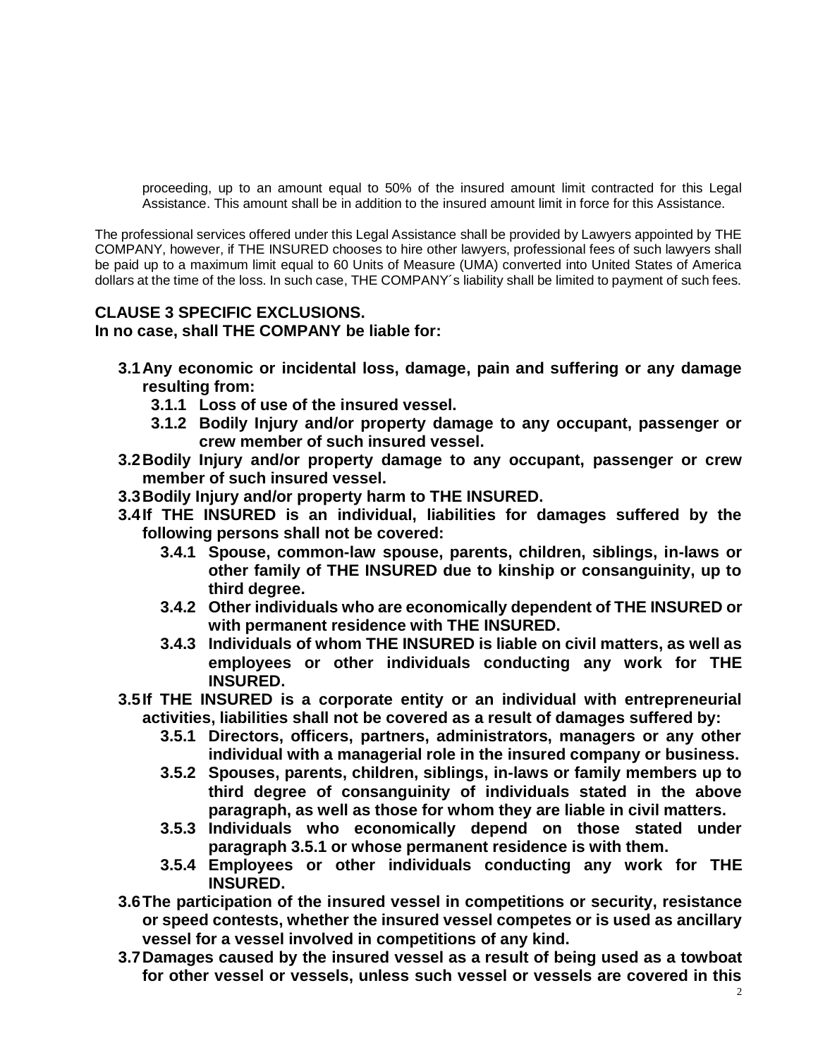proceeding, up to an amount equal to 50% of the insured amount limit contracted for this Legal Assistance. This amount shall be in addition to the insured amount limit in force for this Assistance.

The professional services offered under this Legal Assistance shall be provided by Lawyers appointed by THE COMPANY, however, if THE INSURED chooses to hire other lawyers, professional fees of such lawyers shall be paid up to a maximum limit equal to 60 Units of Measure (UMA) converted into United States of America dollars at the time of the loss. In such case, THE COMPANY´s liability shall be limited to payment of such fees.

## CLAUSE 3 SPECIFIC EXCLUSIONS.

**In no case, shall THE COMPANY be liable for:**

**3.1 Any economic or incidental loss, damage, pain and suffering or any damage resulting from:**

- **3.1.1 Loss of use of the insured vessel.**
- **3.1.2 Bodily Injury and/or property damage to any occupant, passenger or crew member of such insured vessel.**

**3.2 Bodily Injury and/or property damage to any occupant, passenger or crew member of such insured vessel.**

**3.3 Bodily Injury and/or property harm to THE INSURED.**

**3.4 If THE INSURED is an individual, liabilities for damages suffered by the following persons shall not be covered:**

- **3.4.1 Spouse, common-law spouse, parents, children, siblings, in-laws or other family of THE INSURED due to kinship or consanguinity, up to third degree.**
- **3.4.2 Other individuals who are economically dependent of THE INSURED or with permanent residence with THE INSURED.**
- **3.4.3 Individuals of whom THE INSURED is liable on civil matters, as well as employees or other individuals conducting any work for THE INSURED.**

**3.5 If THE INSURED is a corporate entity or an individual with entrepreneurial activities, liabilities shall not be covered as a result of damages suffered by:**

- **3.5.1 Directors, officers, partners, administrators, managers or any other individual with a managerial role in the insured company or business.**
- **3.5.2 Spouses, parents, children, siblings, in-laws or family members up to third degree of consanguinity of individuals stated in the above paragraph, as well as those for whom they are liable in civil matters.**
- **3.5.3 Individuals who economically depend on those stated under paragraph 3.5.1 or whose permanent residence is with them.**
- **3.5.4 Employees or other individuals conducting any work for THE INSURED.**

**3.6 The participation of the insured vessel in competitions or security, resistance or speed contests, whether the insured vessel competes or is used as ancillary vessel for a vessel involved in competitions of any kind.**

**3.7 Damages caused by the insured vessel as a result of being used as a towboat for other vessel or vessels, unless such vessel or vessels are covered in this**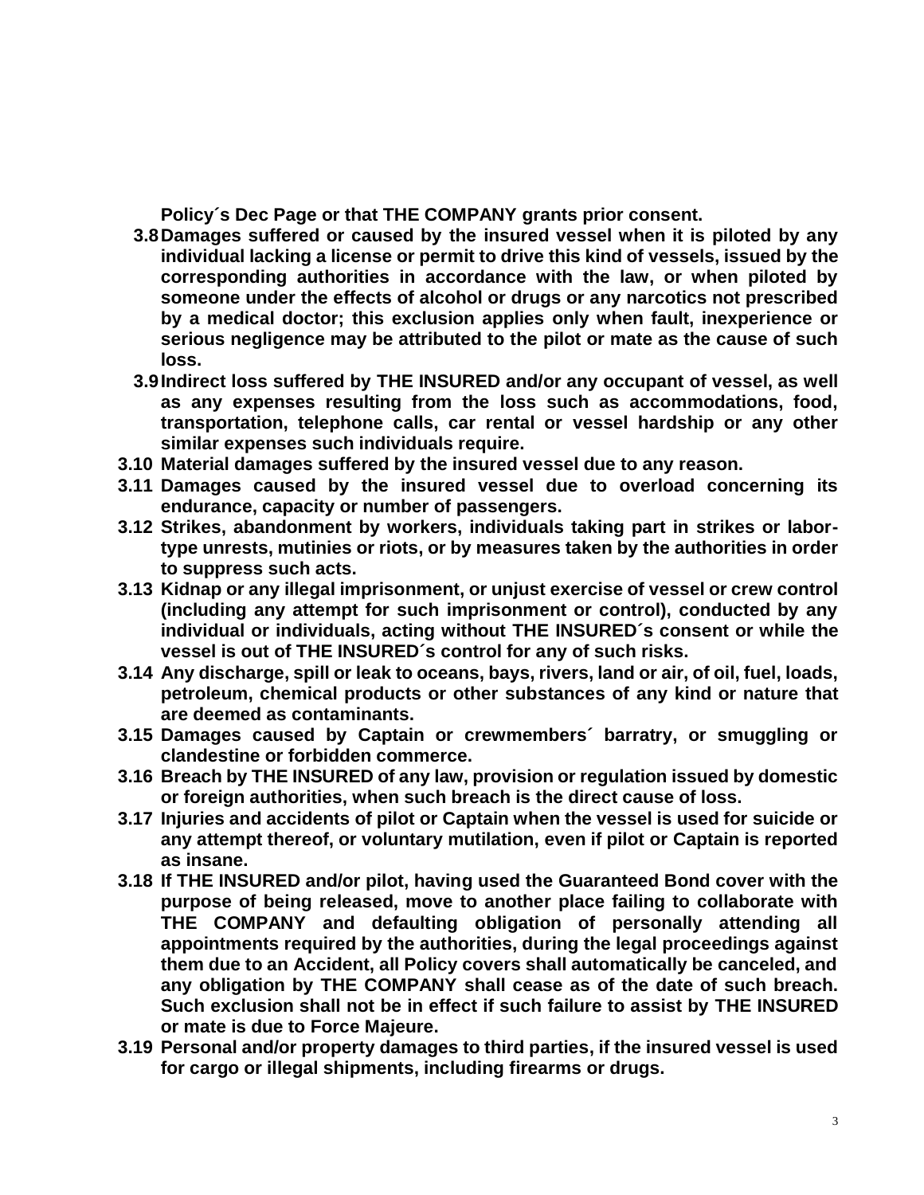**Policy´s Dec Page or that THE COMPANY grants prior consent.**

**3.8 Damages suffered or caused by the insured vessel when it is piloted by any individual lacking a license or permit to drive this kind of vessels, issued by the corresponding authorities in accordance with the law, or when piloted by someone under the effects of alcohol or drugs or any narcotics not prescribed by a medical doctor; this exclusion applies only when fault, inexperience or serious negligence may be attributed to the pilot or mate as the cause of such loss.**

**3.9 Indirect loss suffered by THE INSURED and/or any occupant of vessel, as well as any expenses resulting from the loss such as accommodations, food, transportation, telephone calls, car rental or vessel hardship or any other similar expenses such individuals require.**

**3.10 Material damages suffered by the insured vessel due to any reason.**

**3.11 Damages caused by the insured vessel due to overload concerning its endurance, capacity or number of passengers.**

**3.12 Strikes, abandonment by workers, individuals taking part in strikes or labor-type unrests, mutinies or riots, or by measures taken by the authorities in order to suppress such acts.**

**3.13 Kidnap or any illegal imprisonment, or unjust exercise of vessel or crew control (including any attempt for such imprisonment or control), conducted by any individual or individuals, acting without THE INSURED´s consent or while the vessel is out of THE INSURED´s control for any of such risks.**

**3.14 Any discharge, spill or leak to oceans, bays, rivers, land or air, of oil, fuel, loads, petroleum, chemical products or other substances of any kind or nature that are deemed as contaminants.**

**3.15 Damages caused by Captain or crewmembers´ barratry, or smuggling or clandestine or forbidden commerce.**

**3.16 Breach by THE INSURED of any law, provision or regulation issued by domestic or foreign authorities, when such breach is the direct cause of loss.**

**3.17 Injuries and accidents of pilot or Captain when the vessel is used for suicide or any attempt thereof, or voluntary mutilation, even if pilot or Captain is reported as insane.**

**3.18 If THE INSURED and/or pilot, having used the Guaranteed Bond cover with the purpose of being released, move to another place failing to collaborate with THE COMPANY and defaulting obligation of personally attending all appointments required by the authorities, during the legal proceedings against them due to an Accident, all Policy covers shall automatically be canceled, and any obligation by THE COMPANY shall cease as of the date of such breach. Such exclusion shall not be in effect if such failure to assist by THE INSURED or mate is due to Force Majeure.**

**3.19 Personal and/or property damages to third parties, if the insured vessel is used for cargo or illegal shipments, including firearms or drugs.**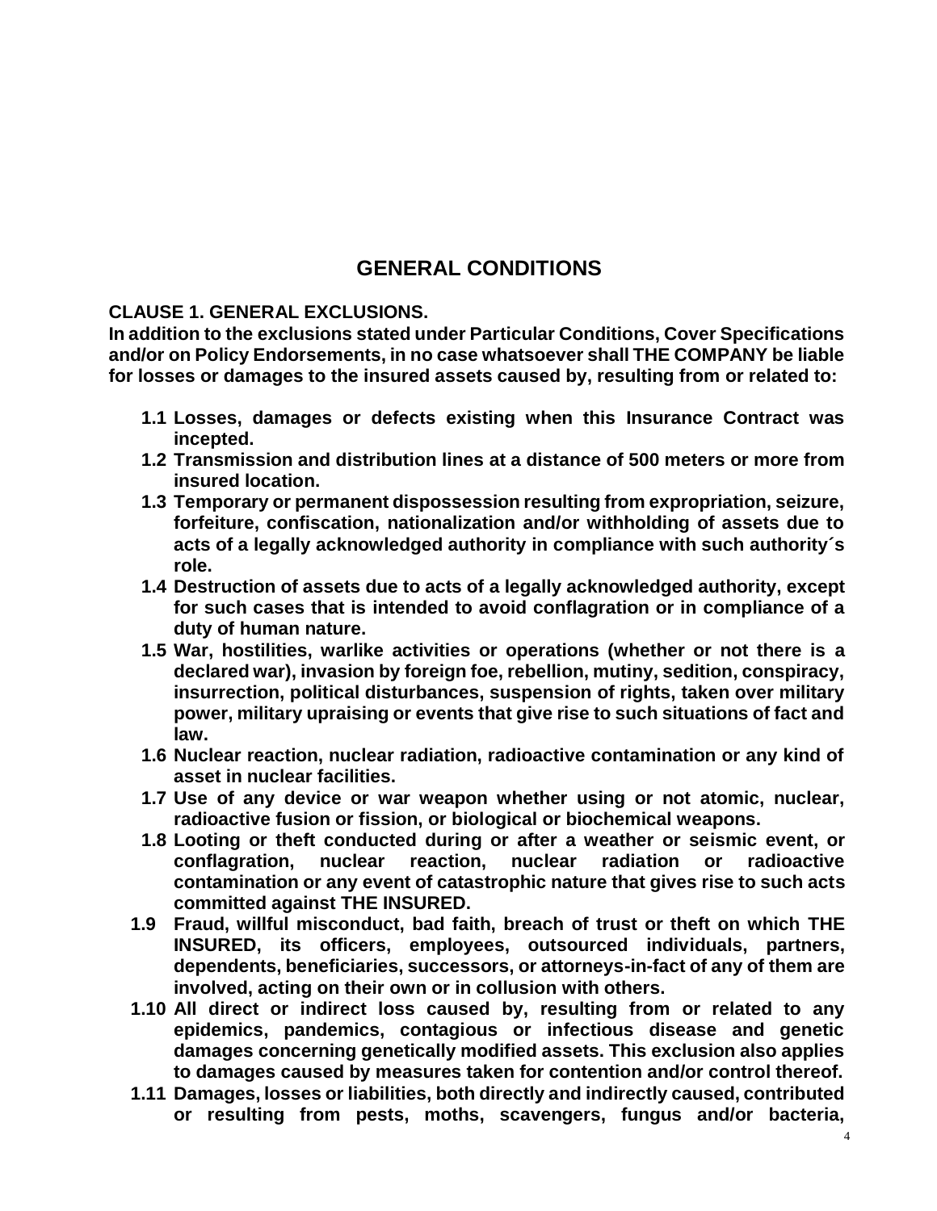# GENERAL CONDITIONS

**CLAUSE 1. GENERAL EXCLUSIONS.**

**In addition to the exclusions stated under Particular Conditions, Cover Specifications and/or on Policy Endorsements, in no case whatsoever shall THE COMPANY be liable for losses or damages to the insured assets caused by, resulting from or related to:**

- **1.1 Losses, damages or defects existing when this Insurance Contract was incepted.**
- **1.2 Transmission and distribution lines at a distance of 500 meters or more from insured location.**
- **1.3 Temporary or permanent dispossession resulting from expropriation, seizure, forfeiture, confiscation, nationalization and/or withholding of assets due to acts of a legally acknowledged authority in compliance with such authority´s role.**
- **1.4 Destruction of assets due to acts of a legally acknowledged authority, except for such cases that is intended to avoid conflagration or in compliance of a duty of human nature.**
- **1.5 War, hostilities, warlike activities or operations (whether or not there is a declared war), invasion by foreign foe, rebellion, mutiny, sedition, conspiracy, insurrection, political disturbances, suspension of rights, taken over military power, military upraising or events that give rise to such situations of fact and law.**
- **1.6 Nuclear reaction, nuclear radiation, radioactive contamination or any kind of asset in nuclear facilities.**
- **1.7 Use of any device or war weapon whether using or not atomic, nuclear, radioactive fusion or fission, or biological or biochemical weapons.**
- **1.8 Looting or theft conducted during or after a weather or seismic event, or conflagration, nuclear reaction, nuclear radiation or radioactive contamination or any event of catastrophic nature that gives rise to such acts committed against THE INSURED.**
- **1.9 Fraud, willful misconduct, bad faith, breach of trust or theft on which THE INSURED, its officers, employees, outsourced individuals, partners, dependents, beneficiaries, successors, or attorneys-in-fact of any of them are involved, acting on their own or in collusion with others.**
- **1.10 All direct or indirect loss caused by, resulting from or related to any epidemics, pandemics, contagious or infectious disease and genetic damages concerning genetically modified assets. This exclusion also applies to damages caused by measures taken for contention and/or control thereof.**
- **1.11 Damages, losses or liabilities, both directly and indirectly caused, contributed or resulting from pests, moths, scavengers, fungus and/or bacteria,**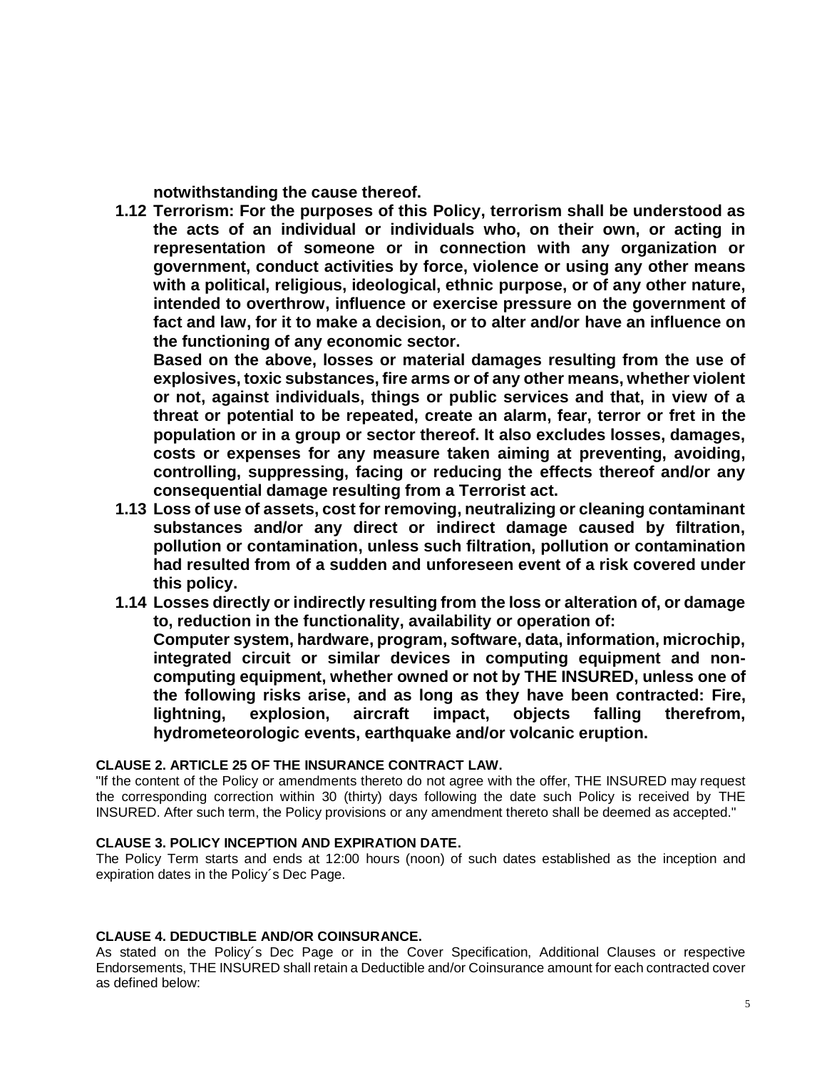**notwithstanding the cause thereof.**

**1.12 Terrorism: For the purposes of this Policy, terrorism shall be understood as the acts of an individual or individuals who, on their own, or acting in representation of someone or in connection with any organization or government, conduct activities by force, violence or using any other means with a political, religious, ideological, ethnic purpose, or of any other nature, intended to overthrow, influence or exercise pressure on the government of fact and law, for it to make a decision, or to alter and/or have an influence on the functioning of any economic sector.**

**Based on the above, losses or material damages resulting from the use of explosives, toxic substances, fire arms or of any other means, whether violent or not, against individuals, things or public services and that, in view of a threat or potential to be repeated, create an alarm, fear, terror or fret in the population or in a group or sector thereof. It also excludes losses, damages, costs or expenses for any measure taken aiming at preventing, avoiding, controlling, suppressing, facing or reducing the effects thereof and/or any consequential damage resulting from a Terrorist act.**

**1.13 Loss of use of assets, cost for removing, neutralizing or cleaning contaminant substances and/or any direct or indirect damage caused by filtration, pollution or contamination, unless such filtration, pollution or contamination had resulted from of a sudden and unforeseen event of a risk covered under this policy.**

**1.14 Losses directly or indirectly resulting from the loss or alteration of, or damage to, reduction in the functionality, availability or operation of:**
**Computer system, hardware, program, software, data, information, microchip, integrated circuit or similar devices in computing equipment and non-computing equipment, whether owned or not by THE INSURED, unless one of the following risks arise, and as long as they have been contracted: Fire, lightning, explosion, aircraft impact, objects falling therefrom, hydrometeorologic events, earthquake and/or volcanic eruption.**

#### CLAUSE 2. ARTICLE 25 OF THE INSURANCE CONTRACT LAW.

"If the content of the Policy or amendments thereto do not agree with the offer, THE INSURED may request the corresponding correction within 30 (thirty) days following the date such Policy is received by THE INSURED. After such term, the Policy provisions or any amendment thereto shall be deemed as accepted."

#### CLAUSE 3. POLICY INCEPTION AND EXPIRATION DATE.

The Policy Term starts and ends at 12:00 hours (noon) of such dates established as the inception and expiration dates in the Policy´s Dec Page.

#### CLAUSE 4. DEDUCTIBLE AND/OR COINSURANCE.

As stated on the Policy´s Dec Page or in the Cover Specification, Additional Clauses or respective Endorsements, THE INSURED shall retain a Deductible and/or Coinsurance amount for each contracted cover as defined below: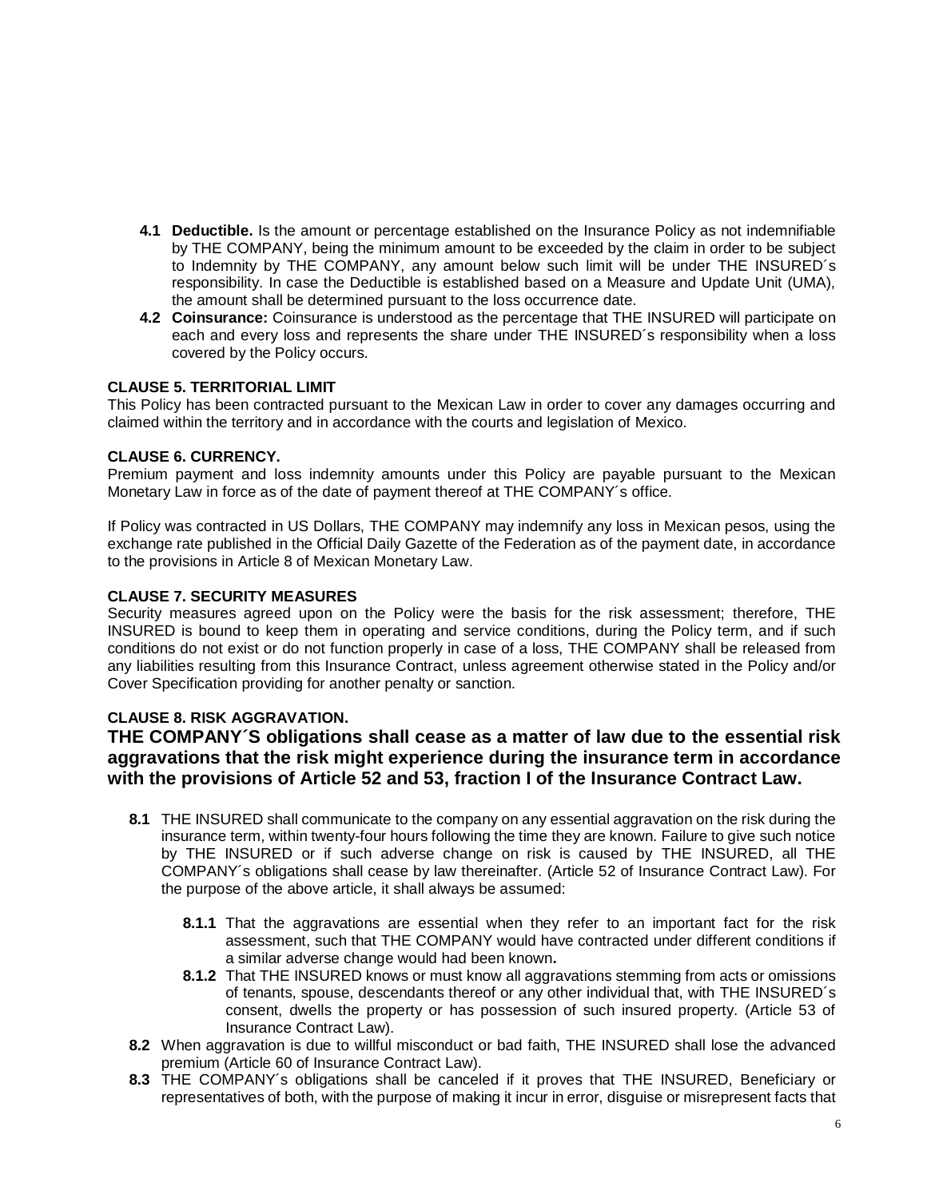- **4.1 Deductible.** Is the amount or percentage established on the Insurance Policy as not indemnifiable by THE COMPANY, being the minimum amount to be exceeded by the claim in order to be subject to Indemnity by THE COMPANY, any amount below such limit will be under THE INSURED´s responsibility. In case the Deductible is established based on a Measure and Update Unit (UMA), the amount shall be determined pursuant to the loss occurrence date.
- **4.2 Coinsurance:** Coinsurance is understood as the percentage that THE INSURED will participate on each and every loss and represents the share under THE INSURED´s responsibility when a loss covered by the Policy occurs.

**CLAUSE 5. TERRITORIAL LIMIT**

This Policy has been contracted pursuant to the Mexican Law in order to cover any damages occurring and claimed within the territory and in accordance with the courts and legislation of Mexico.

**CLAUSE 6. CURRENCY.**

Premium payment and loss indemnity amounts under this Policy are payable pursuant to the Mexican Monetary Law in force as of the date of payment thereof at THE COMPANY´s office.

If Policy was contracted in US Dollars, THE COMPANY may indemnify any loss in Mexican pesos, using the exchange rate published in the Official Daily Gazette of the Federation as of the payment date, in accordance to the provisions in Article 8 of Mexican Monetary Law.

**CLAUSE 7. SECURITY MEASURES**

Security measures agreed upon on the Policy were the basis for the risk assessment; therefore, THE INSURED is bound to keep them in operating and service conditions, during the Policy term, and if such conditions do not exist or do not function properly in case of a loss, THE COMPANY shall be released from any liabilities resulting from this Insurance Contract, unless agreement otherwise stated in the Policy and/or Cover Specification providing for another penalty or sanction.

**CLAUSE 8. RISK AGGRAVATION.**

**THE COMPANY´S obligations shall cease as a matter of law due to the essential risk aggravations that the risk might experience during the insurance term in accordance with the provisions of Article 52 and 53, fraction I of the Insurance Contract Law.**

- **8.1** THE INSURED shall communicate to the company on any essential aggravation on the risk during the insurance term, within twenty-four hours following the time they are known. Failure to give such notice by THE INSURED or if such adverse change on risk is caused by THE INSURED, all THE COMPANY´s obligations shall cease by law thereinafter. (Article 52 of Insurance Contract Law). For the purpose of the above article, it shall always be assumed:
  - **8.1.1** That the aggravations are essential when they refer to an important fact for the risk assessment, such that THE COMPANY would have contracted under different conditions if a similar adverse change would had been known**.**
  - **8.1.2** That THE INSURED knows or must know all aggravations stemming from acts or omissions of tenants, spouse, descendants thereof or any other individual that, with THE INSURED´s consent, dwells the property or has possession of such insured property. (Article 53 of Insurance Contract Law).
- **8.2** When aggravation is due to willful misconduct or bad faith, THE INSURED shall lose the advanced premium (Article 60 of Insurance Contract Law).
- **8.3** THE COMPANY´s obligations shall be canceled if it proves that THE INSURED, Beneficiary or representatives of both, with the purpose of making it incur in error, disguise or misrepresent facts that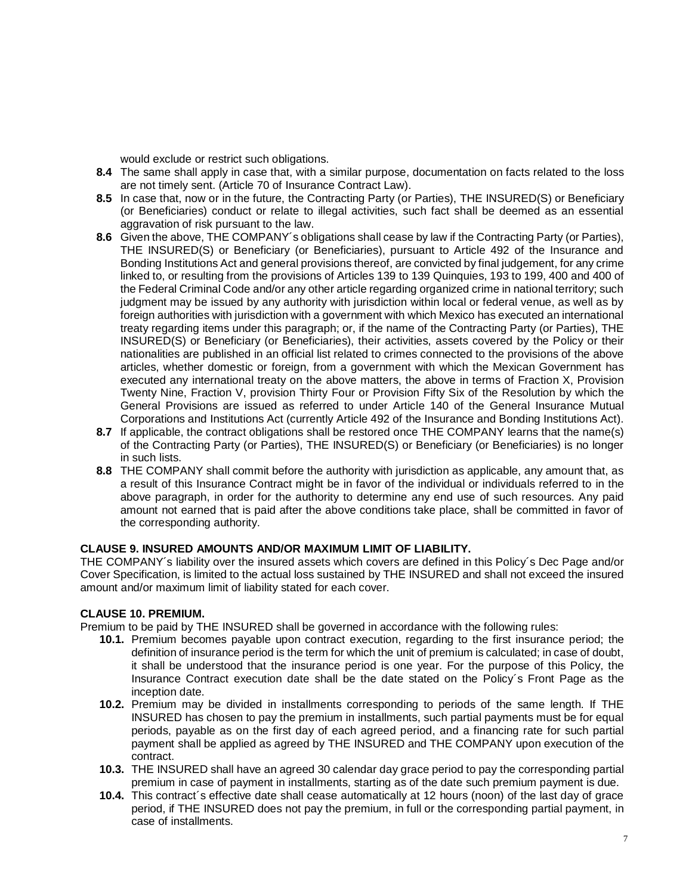would exclude or restrict such obligations.

**8.4** The same shall apply in case that, with a similar purpose, documentation on facts related to the loss are not timely sent. (Article 70 of Insurance Contract Law).

**8.5** In case that, now or in the future, the Contracting Party (or Parties), THE INSURED(S) or Beneficiary (or Beneficiaries) conduct or relate to illegal activities, such fact shall be deemed as an essential aggravation of risk pursuant to the law.

**8.6** Given the above, THE COMPANY´s obligations shall cease by law if the Contracting Party (or Parties), THE INSURED(S) or Beneficiary (or Beneficiaries), pursuant to Article 492 of the Insurance and Bonding Institutions Act and general provisions thereof, are convicted by final judgement, for any crime linked to, or resulting from the provisions of Articles 139 to 139 Quinquies, 193 to 199, 400 and 400 of the Federal Criminal Code and/or any other article regarding organized crime in national territory; such judgment may be issued by any authority with jurisdiction within local or federal venue, as well as by foreign authorities with jurisdiction with a government with which Mexico has executed an international treaty regarding items under this paragraph; or, if the name of the Contracting Party (or Parties), THE INSURED(S) or Beneficiary (or Beneficiaries), their activities, assets covered by the Policy or their nationalities are published in an official list related to crimes connected to the provisions of the above articles, whether domestic or foreign, from a government with which the Mexican Government has executed any international treaty on the above matters, the above in terms of Fraction X, Provision Twenty Nine, Fraction V, provision Thirty Four or Provision Fifty Six of the Resolution by which the General Provisions are issued as referred to under Article 140 of the General Insurance Mutual Corporations and Institutions Act (currently Article 492 of the Insurance and Bonding Institutions Act).

**8.7** If applicable, the contract obligations shall be restored once THE COMPANY learns that the name(s) of the Contracting Party (or Parties), THE INSURED(S) or Beneficiary (or Beneficiaries) is no longer in such lists.

**8.8** THE COMPANY shall commit before the authority with jurisdiction as applicable, any amount that, as a result of this Insurance Contract might be in favor of the individual or individuals referred to in the above paragraph, in order for the authority to determine any end use of such resources. Any paid amount not earned that is paid after the above conditions take place, shall be committed in favor of the corresponding authority.

**CLAUSE 9. INSURED AMOUNTS AND/OR MAXIMUM LIMIT OF LIABILITY.**

THE COMPANY´s liability over the insured assets which covers are defined in this Policy´s Dec Page and/or Cover Specification, is limited to the actual loss sustained by THE INSURED and shall not exceed the insured amount and/or maximum limit of liability stated for each cover.

**CLAUSE 10. PREMIUM.**

Premium to be paid by THE INSURED shall be governed in accordance with the following rules:

**10.1.** Premium becomes payable upon contract execution, regarding to the first insurance period; the definition of insurance period is the term for which the unit of premium is calculated; in case of doubt, it shall be understood that the insurance period is one year. For the purpose of this Policy, the Insurance Contract execution date shall be the date stated on the Policy´s Front Page as the inception date.

**10.2.** Premium may be divided in installments corresponding to periods of the same length. If THE INSURED has chosen to pay the premium in installments, such partial payments must be for equal periods, payable as on the first day of each agreed period, and a financing rate for such partial payment shall be applied as agreed by THE INSURED and THE COMPANY upon execution of the contract.

**10.3.** THE INSURED shall have an agreed 30 calendar day grace period to pay the corresponding partial premium in case of payment in installments, starting as of the date such premium payment is due.

**10.4.** This contract´s effective date shall cease automatically at 12 hours (noon) of the last day of grace period, if THE INSURED does not pay the premium, in full or the corresponding partial payment, in case of installments.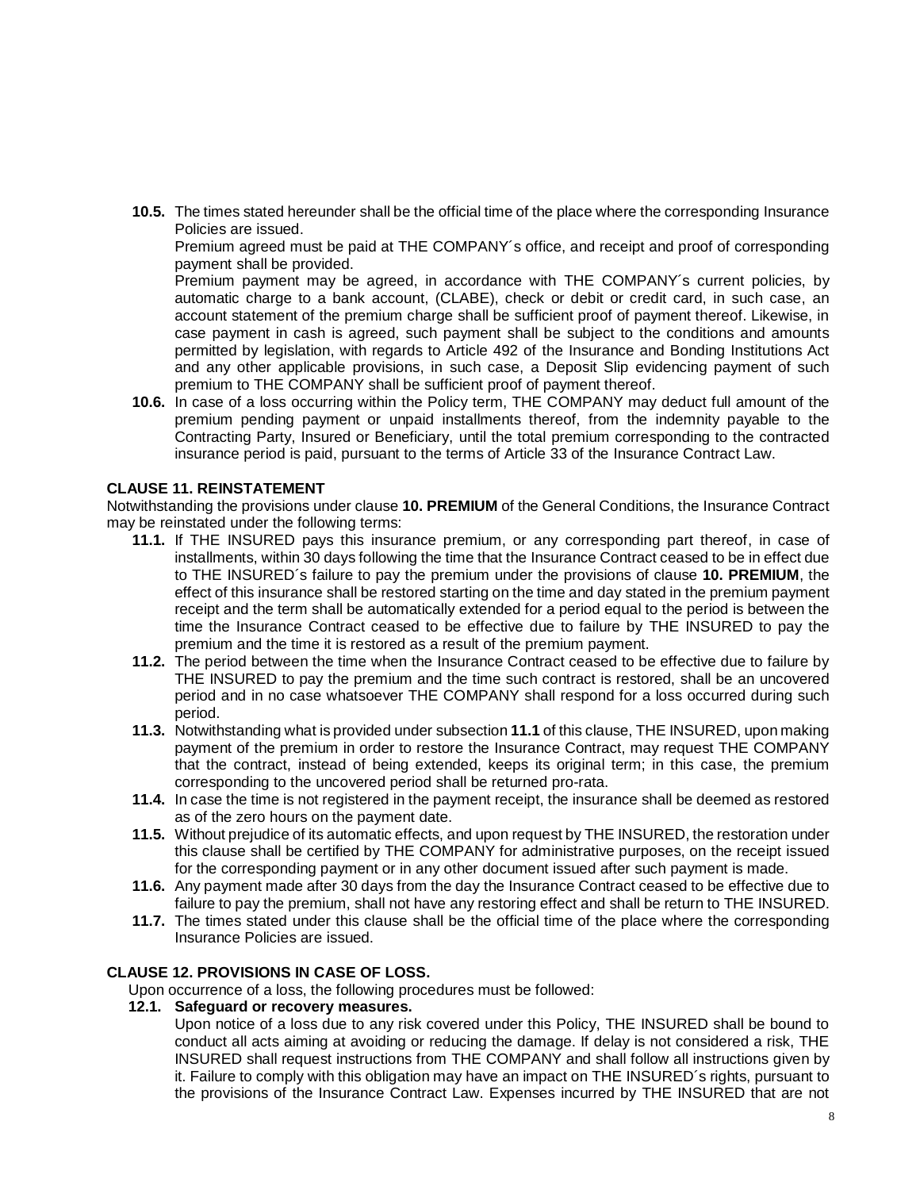**10.5.** The times stated hereunder shall be the official time of the place where the corresponding Insurance Policies are issued.

Premium agreed must be paid at THE COMPANY´s office, and receipt and proof of corresponding payment shall be provided.

Premium payment may be agreed, in accordance with THE COMPANY´s current policies, by automatic charge to a bank account, (CLABE), check or debit or credit card, in such case, an account statement of the premium charge shall be sufficient proof of payment thereof. Likewise, in case payment in cash is agreed, such payment shall be subject to the conditions and amounts permitted by legislation, with regards to Article 492 of the Insurance and Bonding Institutions Act and any other applicable provisions, in such case, a Deposit Slip evidencing payment of such premium to THE COMPANY shall be sufficient proof of payment thereof.

**10.6.** In case of a loss occurring within the Policy term, THE COMPANY may deduct full amount of the premium pending payment or unpaid installments thereof, from the indemnity payable to the Contracting Party, Insured or Beneficiary, until the total premium corresponding to the contracted insurance period is paid, pursuant to the terms of Article 33 of the Insurance Contract Law.

**CLAUSE 11. REINSTATEMENT**

Notwithstanding the provisions under clause **10. PREMIUM** of the General Conditions, the Insurance Contract may be reinstated under the following terms:

**11.1.** If THE INSURED pays this insurance premium, or any corresponding part thereof, in case of installments, within 30 days following the time that the Insurance Contract ceased to be in effect due to THE INSURED´s failure to pay the premium under the provisions of clause **10. PREMIUM**, the effect of this insurance shall be restored starting on the time and day stated in the premium payment receipt and the term shall be automatically extended for a period equal to the period is between the time the Insurance Contract ceased to be effective due to failure by THE INSURED to pay the premium and the time it is restored as a result of the premium payment.

**11.2.** The period between the time when the Insurance Contract ceased to be effective due to failure by THE INSURED to pay the premium and the time such contract is restored, shall be an uncovered period and in no case whatsoever THE COMPANY shall respond for a loss occurred during such period.

**11.3.** Notwithstanding what is provided under subsection **11.1** of this clause, THE INSURED, upon making payment of the premium in order to restore the Insurance Contract, may request THE COMPANY that the contract, instead of being extended, keeps its original term; in this case, the premium corresponding to the uncovered period shall be returned pro-rata.

**11.4.** In case the time is not registered in the payment receipt, the insurance shall be deemed as restored as of the zero hours on the payment date.

**11.5.** Without prejudice of its automatic effects, and upon request by THE INSURED, the restoration under this clause shall be certified by THE COMPANY for administrative purposes, on the receipt issued for the corresponding payment or in any other document issued after such payment is made.

**11.6.** Any payment made after 30 days from the day the Insurance Contract ceased to be effective due to failure to pay the premium, shall not have any restoring effect and shall be return to THE INSURED.

**11.7.** The times stated under this clause shall be the official time of the place where the corresponding Insurance Policies are issued.

**CLAUSE 12. PROVISIONS IN CASE OF LOSS.**

Upon occurrence of a loss, the following procedures must be followed:

**12.1. Safeguard or recovery measures.**

Upon notice of a loss due to any risk covered under this Policy, THE INSURED shall be bound to conduct all acts aiming at avoiding or reducing the damage. If delay is not considered a risk, THE INSURED shall request instructions from THE COMPANY and shall follow all instructions given by it. Failure to comply with this obligation may have an impact on THE INSURED´s rights, pursuant to the provisions of the Insurance Contract Law. Expenses incurred by THE INSURED that are not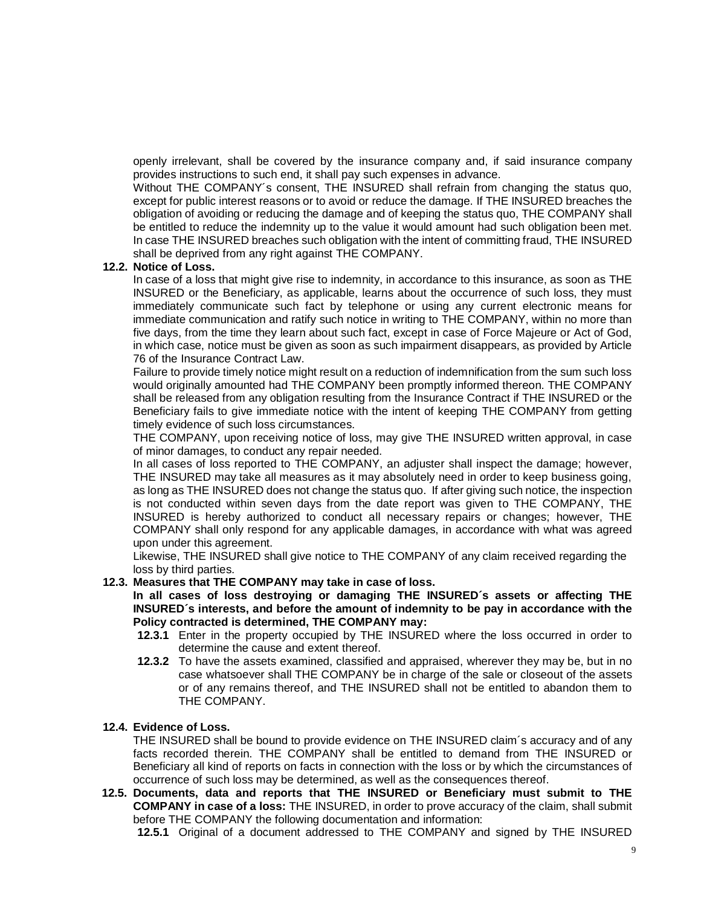openly irrelevant, shall be covered by the insurance company and, if said insurance company provides instructions to such end, it shall pay such expenses in advance.

Without THE COMPANY´s consent, THE INSURED shall refrain from changing the status quo, except for public interest reasons or to avoid or reduce the damage. If THE INSURED breaches the obligation of avoiding or reducing the damage and of keeping the status quo, THE COMPANY shall be entitled to reduce the indemnity up to the value it would amount had such obligation been met. In case THE INSURED breaches such obligation with the intent of committing fraud, THE INSURED shall be deprived from any right against THE COMPANY.

**12.2. Notice of Loss.**

In case of a loss that might give rise to indemnity, in accordance to this insurance, as soon as THE INSURED or the Beneficiary, as applicable, learns about the occurrence of such loss, they must immediately communicate such fact by telephone or using any current electronic means for immediate communication and ratify such notice in writing to THE COMPANY, within no more than five days, from the time they learn about such fact, except in case of Force Majeure or Act of God, in which case, notice must be given as soon as such impairment disappears, as provided by Article 76 of the Insurance Contract Law.

Failure to provide timely notice might result on a reduction of indemnification from the sum such loss would originally amounted had THE COMPANY been promptly informed thereon. THE COMPANY shall be released from any obligation resulting from the Insurance Contract if THE INSURED or the Beneficiary fails to give immediate notice with the intent of keeping THE COMPANY from getting timely evidence of such loss circumstances.

THE COMPANY, upon receiving notice of loss, may give THE INSURED written approval, in case of minor damages, to conduct any repair needed.

In all cases of loss reported to THE COMPANY, an adjuster shall inspect the damage; however, THE INSURED may take all measures as it may absolutely need in order to keep business going, as long as THE INSURED does not change the status quo. If after giving such notice, the inspection is not conducted within seven days from the date report was given to THE COMPANY, THE INSURED is hereby authorized to conduct all necessary repairs or changes; however, THE COMPANY shall only respond for any applicable damages, in accordance with what was agreed upon under this agreement.

Likewise, THE INSURED shall give notice to THE COMPANY of any claim received regarding the loss by third parties.

**12.3. Measures that THE COMPANY may take in case of loss.**

**In all cases of loss destroying or damaging THE INSURED´s assets or affecting THE INSURED´s interests, and before the amount of indemnity to be pay in accordance with the Policy contracted is determined, THE COMPANY may:**

**12.3.1** Enter in the property occupied by THE INSURED where the loss occurred in order to determine the cause and extent thereof.

**12.3.2** To have the assets examined, classified and appraised, wherever they may be, but in no case whatsoever shall THE COMPANY be in charge of the sale or closeout of the assets or of any remains thereof, and THE INSURED shall not be entitled to abandon them to THE COMPANY.

**12.4. Evidence of Loss.**

THE INSURED shall be bound to provide evidence on THE INSURED claim´s accuracy and of any facts recorded therein. THE COMPANY shall be entitled to demand from THE INSURED or Beneficiary all kind of reports on facts in connection with the loss or by which the circumstances of occurrence of such loss may be determined, as well as the consequences thereof.

**12.5. Documents, data and reports that THE INSURED or Beneficiary must submit to THE COMPANY in case of a loss:** THE INSURED, in order to prove accuracy of the claim, shall submit before THE COMPANY the following documentation and information:

**12.5.1** Original of a document addressed to THE COMPANY and signed by THE INSURED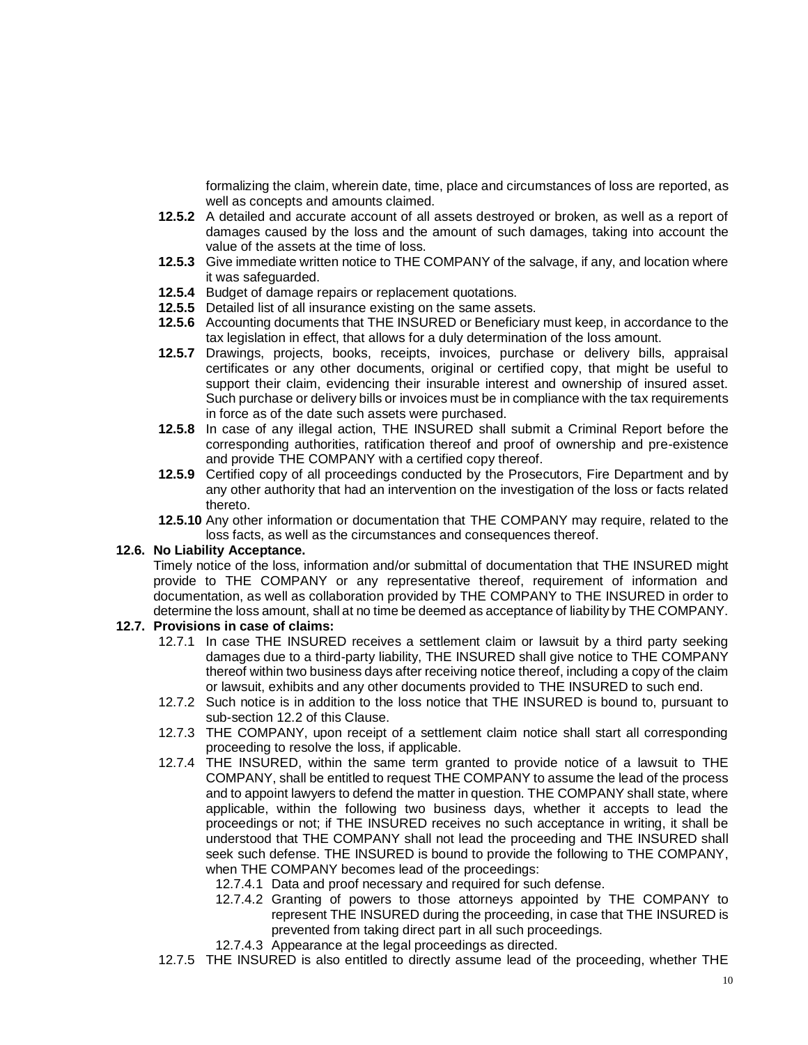formalizing the claim, wherein date, time, place and circumstances of loss are reported, as well as concepts and amounts claimed.

- **12.5.2** A detailed and accurate account of all assets destroyed or broken, as well as a report of damages caused by the loss and the amount of such damages, taking into account the value of the assets at the time of loss.
- **12.5.3** Give immediate written notice to THE COMPANY of the salvage, if any, and location where it was safeguarded.
- **12.5.4** Budget of damage repairs or replacement quotations.
- **12.5.5** Detailed list of all insurance existing on the same assets.
- **12.5.6** Accounting documents that THE INSURED or Beneficiary must keep, in accordance to the tax legislation in effect, that allows for a duly determination of the loss amount.
- **12.5.7** Drawings, projects, books, receipts, invoices, purchase or delivery bills, appraisal certificates or any other documents, original or certified copy, that might be useful to support their claim, evidencing their insurable interest and ownership of insured asset. Such purchase or delivery bills or invoices must be in compliance with the tax requirements in force as of the date such assets were purchased.
- **12.5.8** In case of any illegal action, THE INSURED shall submit a Criminal Report before the corresponding authorities, ratification thereof and proof of ownership and pre-existence and provide THE COMPANY with a certified copy thereof.
- **12.5.9** Certified copy of all proceedings conducted by the Prosecutors, Fire Department and by any other authority that had an intervention on the investigation of the loss or facts related thereto.
- **12.5.10** Any other information or documentation that THE COMPANY may require, related to the loss facts, as well as the circumstances and consequences thereof.

**12.6. No Liability Acceptance.**

Timely notice of the loss, information and/or submittal of documentation that THE INSURED might provide to THE COMPANY or any representative thereof, requirement of information and documentation, as well as collaboration provided by THE COMPANY to THE INSURED in order to determine the loss amount, shall at no time be deemed as acceptance of liability by THE COMPANY.

**12.7. Provisions in case of claims:**

- 12.7.1 In case THE INSURED receives a settlement claim or lawsuit by a third party seeking damages due to a third-party liability, THE INSURED shall give notice to THE COMPANY thereof within two business days after receiving notice thereof, including a copy of the claim or lawsuit, exhibits and any other documents provided to THE INSURED to such end.
- 12.7.2 Such notice is in addition to the loss notice that THE INSURED is bound to, pursuant to sub-section 12.2 of this Clause.
- 12.7.3 THE COMPANY, upon receipt of a settlement claim notice shall start all corresponding proceeding to resolve the loss, if applicable.
- 12.7.4 THE INSURED, within the same term granted to provide notice of a lawsuit to THE COMPANY, shall be entitled to request THE COMPANY to assume the lead of the process and to appoint lawyers to defend the matter in question. THE COMPANY shall state, where applicable, within the following two business days, whether it accepts to lead the proceedings or not; if THE INSURED receives no such acceptance in writing, it shall be understood that THE COMPANY shall not lead the proceeding and THE INSURED shall seek such defense. THE INSURED is bound to provide the following to THE COMPANY, when THE COMPANY becomes lead of the proceedings:
  - 12.7.4.1 Data and proof necessary and required for such defense.
  - 12.7.4.2 Granting of powers to those attorneys appointed by THE COMPANY to represent THE INSURED during the proceeding, in case that THE INSURED is prevented from taking direct part in all such proceedings.
  - 12.7.4.3 Appearance at the legal proceedings as directed.
- 12.7.5 THE INSURED is also entitled to directly assume lead of the proceeding, whether THE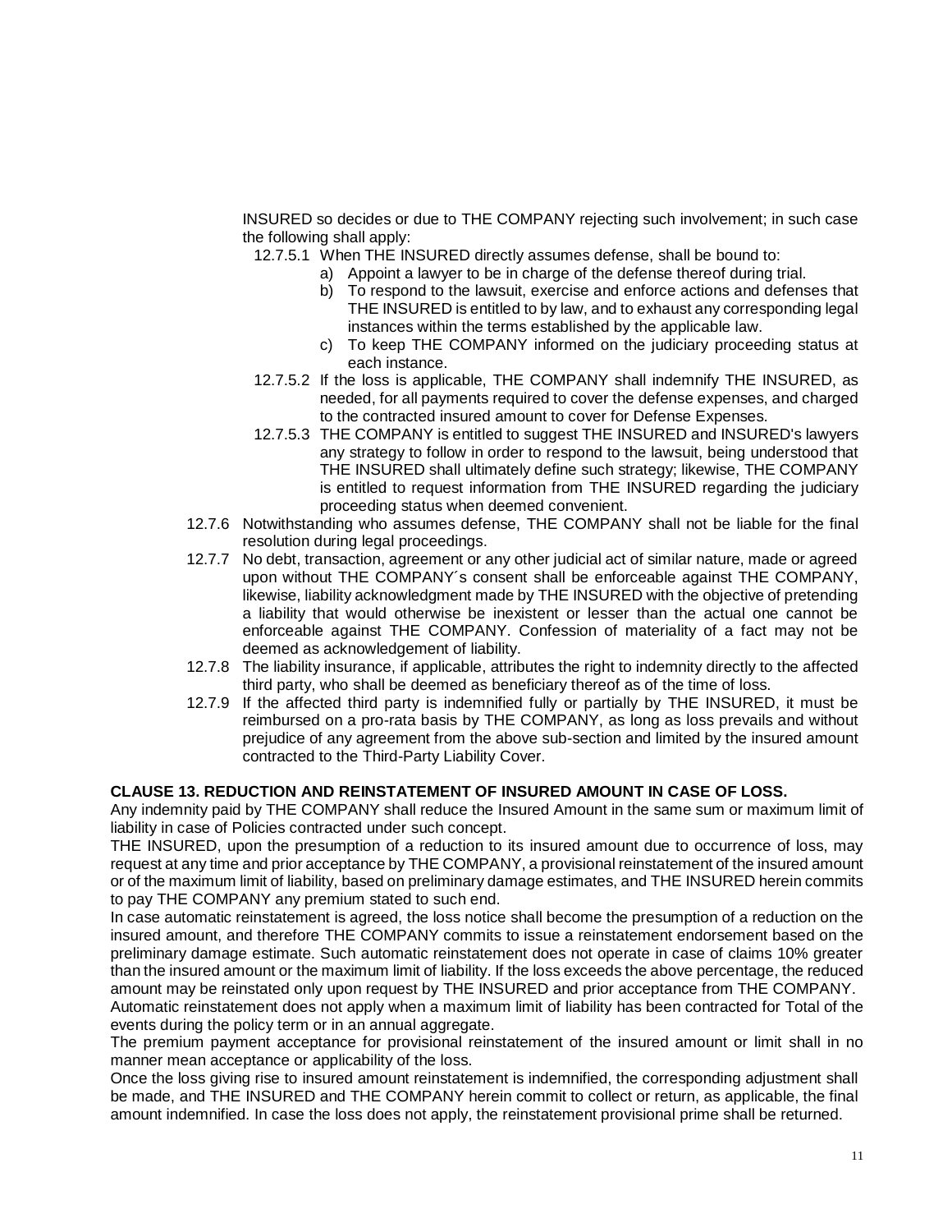INSURED so decides or due to THE COMPANY rejecting such involvement; in such case the following shall apply:

12.7.5.1 When THE INSURED directly assumes defense, shall be bound to:

a) Appoint a lawyer to be in charge of the defense thereof during trial.
b) To respond to the lawsuit, exercise and enforce actions and defenses that THE INSURED is entitled to by law, and to exhaust any corresponding legal instances within the terms established by the applicable law.
c) To keep THE COMPANY informed on the judiciary proceeding status at each instance.

12.7.5.2 If the loss is applicable, THE COMPANY shall indemnify THE INSURED, as needed, for all payments required to cover the defense expenses, and charged to the contracted insured amount to cover for Defense Expenses.

12.7.5.3 THE COMPANY is entitled to suggest THE INSURED and INSURED's lawyers any strategy to follow in order to respond to the lawsuit, being understood that THE INSURED shall ultimately define such strategy; likewise, THE COMPANY is entitled to request information from THE INSURED regarding the judiciary proceeding status when deemed convenient.

12.7.6 Notwithstanding who assumes defense, THE COMPANY shall not be liable for the final resolution during legal proceedings.

12.7.7 No debt, transaction, agreement or any other judicial act of similar nature, made or agreed upon without THE COMPANY´s consent shall be enforceable against THE COMPANY, likewise, liability acknowledgment made by THE INSURED with the objective of pretending a liability that would otherwise be inexistent or lesser than the actual one cannot be enforceable against THE COMPANY. Confession of materiality of a fact may not be deemed as acknowledgement of liability.

12.7.8 The liability insurance, if applicable, attributes the right to indemnity directly to the affected third party, who shall be deemed as beneficiary thereof as of the time of loss.

12.7.9 If the affected third party is indemnified fully or partially by THE INSURED, it must be reimbursed on a pro-rata basis by THE COMPANY, as long as loss prevails and without prejudice of any agreement from the above sub-section and limited by the insured amount contracted to the Third-Party Liability Cover.

**CLAUSE 13. REDUCTION AND REINSTATEMENT OF INSURED AMOUNT IN CASE OF LOSS.**

Any indemnity paid by THE COMPANY shall reduce the Insured Amount in the same sum or maximum limit of liability in case of Policies contracted under such concept.

THE INSURED, upon the presumption of a reduction to its insured amount due to occurrence of loss, may request at any time and prior acceptance by THE COMPANY, a provisional reinstatement of the insured amount or of the maximum limit of liability, based on preliminary damage estimates, and THE INSURED herein commits to pay THE COMPANY any premium stated to such end.

In case automatic reinstatement is agreed, the loss notice shall become the presumption of a reduction on the insured amount, and therefore THE COMPANY commits to issue a reinstatement endorsement based on the preliminary damage estimate. Such automatic reinstatement does not operate in case of claims 10% greater than the insured amount or the maximum limit of liability. If the loss exceeds the above percentage, the reduced amount may be reinstated only upon request by THE INSURED and prior acceptance from THE COMPANY.

Automatic reinstatement does not apply when a maximum limit of liability has been contracted for Total of the events during the policy term or in an annual aggregate.

The premium payment acceptance for provisional reinstatement of the insured amount or limit shall in no manner mean acceptance or applicability of the loss.

Once the loss giving rise to insured amount reinstatement is indemnified, the corresponding adjustment shall be made, and THE INSURED and THE COMPANY herein commit to collect or return, as applicable, the final amount indemnified. In case the loss does not apply, the reinstatement provisional prime shall be returned.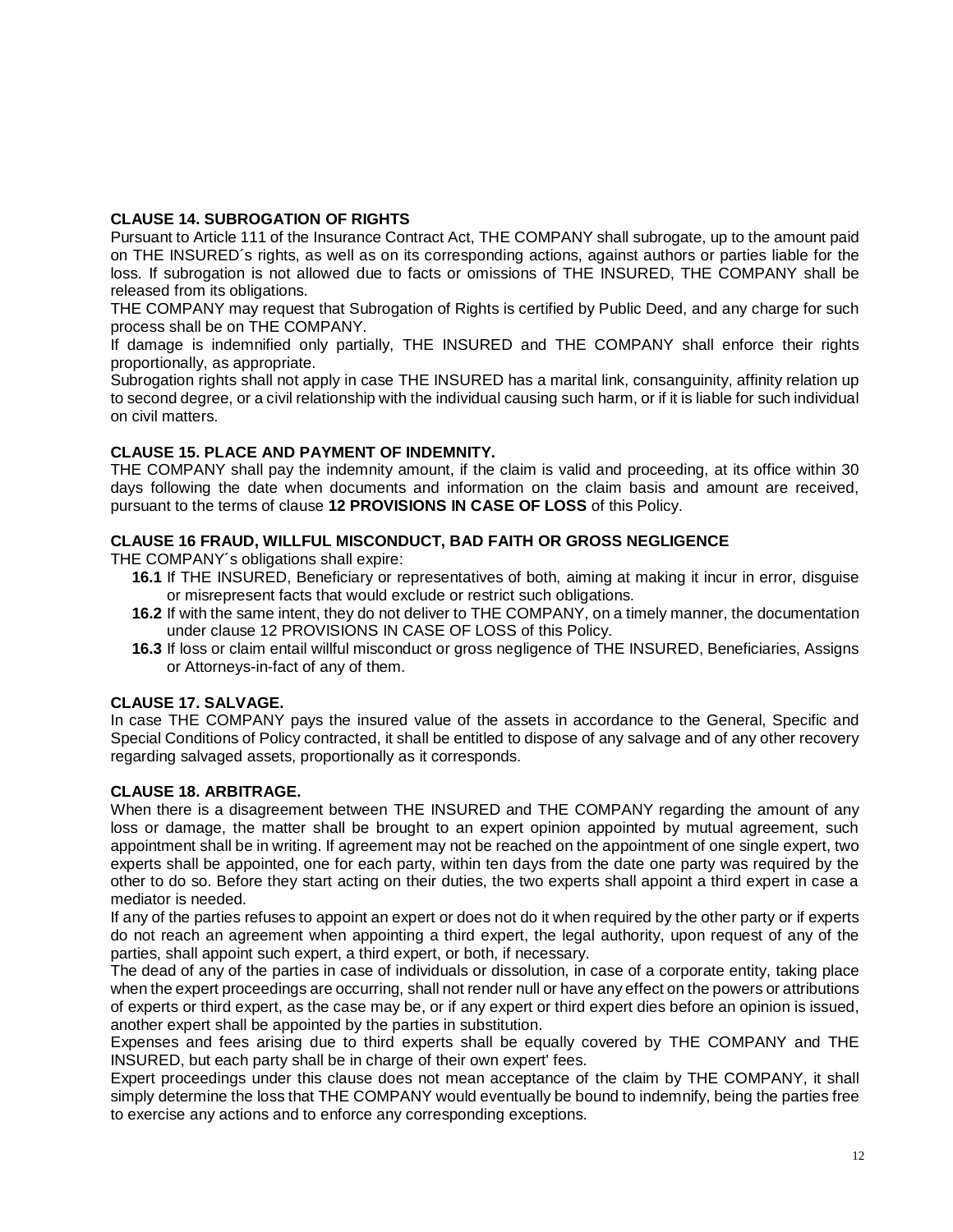**CLAUSE 14. SUBROGATION OF RIGHTS**

Pursuant to Article 111 of the Insurance Contract Act, THE COMPANY shall subrogate, up to the amount paid on THE INSURED´s rights, as well as on its corresponding actions, against authors or parties liable for the loss. If subrogation is not allowed due to facts or omissions of THE INSURED, THE COMPANY shall be released from its obligations.

THE COMPANY may request that Subrogation of Rights is certified by Public Deed, and any charge for such process shall be on THE COMPANY.

If damage is indemnified only partially, THE INSURED and THE COMPANY shall enforce their rights proportionally, as appropriate.

Subrogation rights shall not apply in case THE INSURED has a marital link, consanguinity, affinity relation up to second degree, or a civil relationship with the individual causing such harm, or if it is liable for such individual on civil matters.

**CLAUSE 15. PLACE AND PAYMENT OF INDEMNITY.**

THE COMPANY shall pay the indemnity amount, if the claim is valid and proceeding, at its office within 30 days following the date when documents and information on the claim basis and amount are received, pursuant to the terms of clause **12 PROVISIONS IN CASE OF LOSS** of this Policy.

**CLAUSE 16 FRAUD, WILLFUL MISCONDUCT, BAD FAITH OR GROSS NEGLIGENCE**

THE COMPANY´s obligations shall expire:

- **16.1** If THE INSURED, Beneficiary or representatives of both, aiming at making it incur in error, disguise or misrepresent facts that would exclude or restrict such obligations.
- **16.2** If with the same intent, they do not deliver to THE COMPANY, on a timely manner, the documentation under clause 12 PROVISIONS IN CASE OF LOSS of this Policy.
- **16.3** If loss or claim entail willful misconduct or gross negligence of THE INSURED, Beneficiaries, Assigns or Attorneys-in-fact of any of them.

**CLAUSE 17. SALVAGE.**

In case THE COMPANY pays the insured value of the assets in accordance to the General, Specific and Special Conditions of Policy contracted, it shall be entitled to dispose of any salvage and of any other recovery regarding salvaged assets, proportionally as it corresponds.

**CLAUSE 18. ARBITRAGE.**

When there is a disagreement between THE INSURED and THE COMPANY regarding the amount of any loss or damage, the matter shall be brought to an expert opinion appointed by mutual agreement, such appointment shall be in writing. If agreement may not be reached on the appointment of one single expert, two experts shall be appointed, one for each party, within ten days from the date one party was required by the other to do so. Before they start acting on their duties, the two experts shall appoint a third expert in case a mediator is needed.

If any of the parties refuses to appoint an expert or does not do it when required by the other party or if experts do not reach an agreement when appointing a third expert, the legal authority, upon request of any of the parties, shall appoint such expert, a third expert, or both, if necessary.

The dead of any of the parties in case of individuals or dissolution, in case of a corporate entity, taking place when the expert proceedings are occurring, shall not render null or have any effect on the powers or attributions of experts or third expert, as the case may be, or if any expert or third expert dies before an opinion is issued, another expert shall be appointed by the parties in substitution.

Expenses and fees arising due to third experts shall be equally covered by THE COMPANY and THE INSURED, but each party shall be in charge of their own expert' fees.

Expert proceedings under this clause does not mean acceptance of the claim by THE COMPANY, it shall simply determine the loss that THE COMPANY would eventually be bound to indemnify, being the parties free to exercise any actions and to enforce any corresponding exceptions.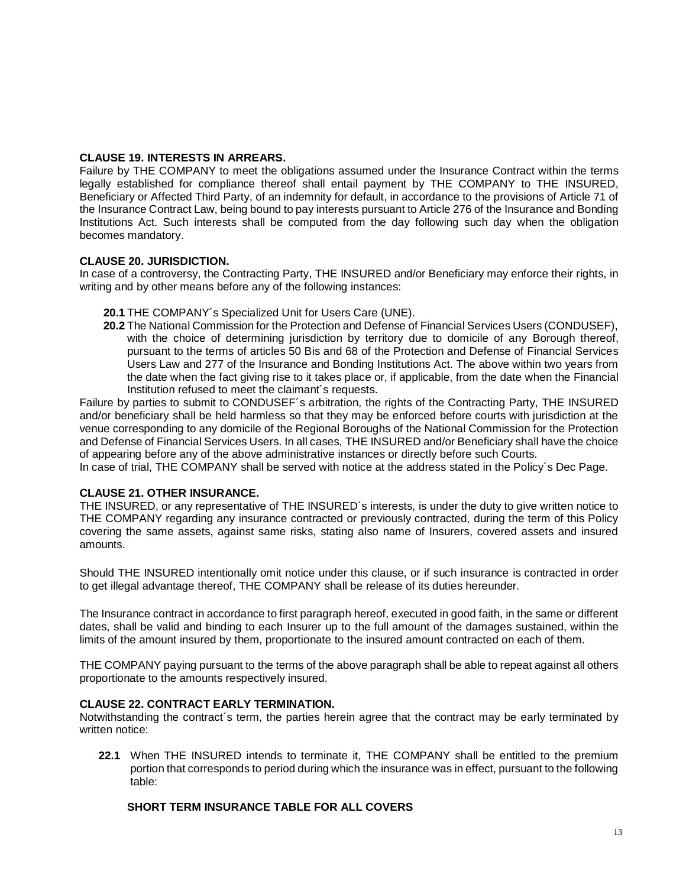**CLAUSE 19. INTERESTS IN ARREARS.**

Failure by THE COMPANY to meet the obligations assumed under the Insurance Contract within the terms legally established for compliance thereof shall entail payment by THE COMPANY to THE INSURED, Beneficiary or Affected Third Party, of an indemnity for default, in accordance to the provisions of Article 71 of the Insurance Contract Law, being bound to pay interests pursuant to Article 276 of the Insurance and Bonding Institutions Act. Such interests shall be computed from the day following such day when the obligation becomes mandatory.

**CLAUSE 20. JURISDICTION.**

In case of a controversy, the Contracting Party, THE INSURED and/or Beneficiary may enforce their rights, in writing and by other means before any of the following instances:

**20.1** THE COMPANY´s Specialized Unit for Users Care (UNE).

**20.2** The National Commission for the Protection and Defense of Financial Services Users (CONDUSEF), with the choice of determining jurisdiction by territory due to domicile of any Borough thereof, pursuant to the terms of articles 50 Bis and 68 of the Protection and Defense of Financial Services Users Law and 277 of the Insurance and Bonding Institutions Act. The above within two years from the date when the fact giving rise to it takes place or, if applicable, from the date when the Financial Institution refused to meet the claimant´s requests.

Failure by parties to submit to CONDUSEF´s arbitration, the rights of the Contracting Party, THE INSURED and/or beneficiary shall be held harmless so that they may be enforced before courts with jurisdiction at the venue corresponding to any domicile of the Regional Boroughs of the National Commission for the Protection and Defense of Financial Services Users. In all cases, THE INSURED and/or Beneficiary shall have the choice of appearing before any of the above administrative instances or directly before such Courts.

In case of trial, THE COMPANY shall be served with notice at the address stated in the Policy´s Dec Page.

**CLAUSE 21. OTHER INSURANCE.**

THE INSURED, or any representative of THE INSURED´s interests, is under the duty to give written notice to THE COMPANY regarding any insurance contracted or previously contracted, during the term of this Policy covering the same assets, against same risks, stating also name of Insurers, covered assets and insured amounts.

Should THE INSURED intentionally omit notice under this clause, or if such insurance is contracted in order to get illegal advantage thereof, THE COMPANY shall be release of its duties hereunder.

The Insurance contract in accordance to first paragraph hereof, executed in good faith, in the same or different dates, shall be valid and binding to each Insurer up to the full amount of the damages sustained, within the limits of the amount insured by them, proportionate to the insured amount contracted on each of them.

THE COMPANY paying pursuant to the terms of the above paragraph shall be able to repeat against all others proportionate to the amounts respectively insured.

**CLAUSE 22. CONTRACT EARLY TERMINATION.**

Notwithstanding the contract´s term, the parties herein agree that the contract may be early terminated by written notice:

**22.1** When THE INSURED intends to terminate it, THE COMPANY shall be entitled to the premium portion that corresponds to period during which the insurance was in effect, pursuant to the following table:

**SHORT TERM INSURANCE TABLE FOR ALL COVERS**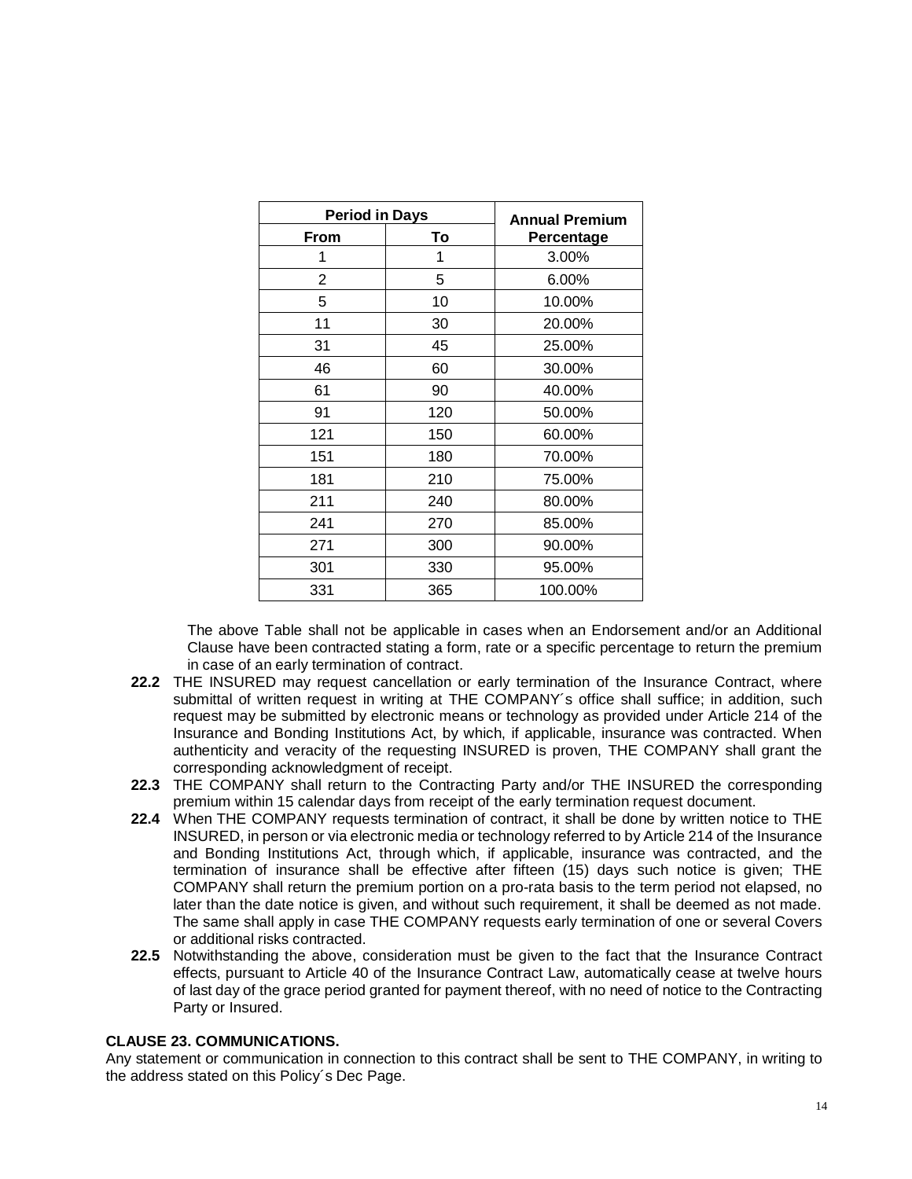| Period in Days | | Annual Premium Percentage |
|---|---|---|
| From | To | |
| 1 | 1 | 3.00% |
| 2 | 5 | 6.00% |
| 5 | 10 | 10.00% |
| 11 | 30 | 20.00% |
| 31 | 45 | 25.00% |
| 46 | 60 | 30.00% |
| 61 | 90 | 40.00% |
| 91 | 120 | 50.00% |
| 121 | 150 | 60.00% |
| 151 | 180 | 70.00% |
| 181 | 210 | 75.00% |
| 211 | 240 | 80.00% |
| 241 | 270 | 85.00% |
| 271 | 300 | 90.00% |
| 301 | 330 | 95.00% |
| 331 | 365 | 100.00% |

The above Table shall not be applicable in cases when an Endorsement and/or an Additional Clause have been contracted stating a form, rate or a specific percentage to return the premium in case of an early termination of contract.

**22.2** THE INSURED may request cancellation or early termination of the Insurance Contract, where submittal of written request in writing at THE COMPANY´s office shall suffice; in addition, such request may be submitted by electronic means or technology as provided under Article 214 of the Insurance and Bonding Institutions Act, by which, if applicable, insurance was contracted. When authenticity and veracity of the requesting INSURED is proven, THE COMPANY shall grant the corresponding acknowledgment of receipt.

**22.3** THE COMPANY shall return to the Contracting Party and/or THE INSURED the corresponding premium within 15 calendar days from receipt of the early termination request document.

**22.4** When THE COMPANY requests termination of contract, it shall be done by written notice to THE INSURED, in person or via electronic media or technology referred to by Article 214 of the Insurance and Bonding Institutions Act, through which, if applicable, insurance was contracted, and the termination of insurance shall be effective after fifteen (15) days such notice is given; THE COMPANY shall return the premium portion on a pro-rata basis to the term period not elapsed, no later than the date notice is given, and without such requirement, it shall be deemed as not made. The same shall apply in case THE COMPANY requests early termination of one or several Covers or additional risks contracted.

**22.5** Notwithstanding the above, consideration must be given to the fact that the Insurance Contract effects, pursuant to Article 40 of the Insurance Contract Law, automatically cease at twelve hours of last day of the grace period granted for payment thereof, with no need of notice to the Contracting Party or Insured.

**CLAUSE 23. COMMUNICATIONS.**

Any statement or communication in connection to this contract shall be sent to THE COMPANY, in writing to the address stated on this Policy´s Dec Page.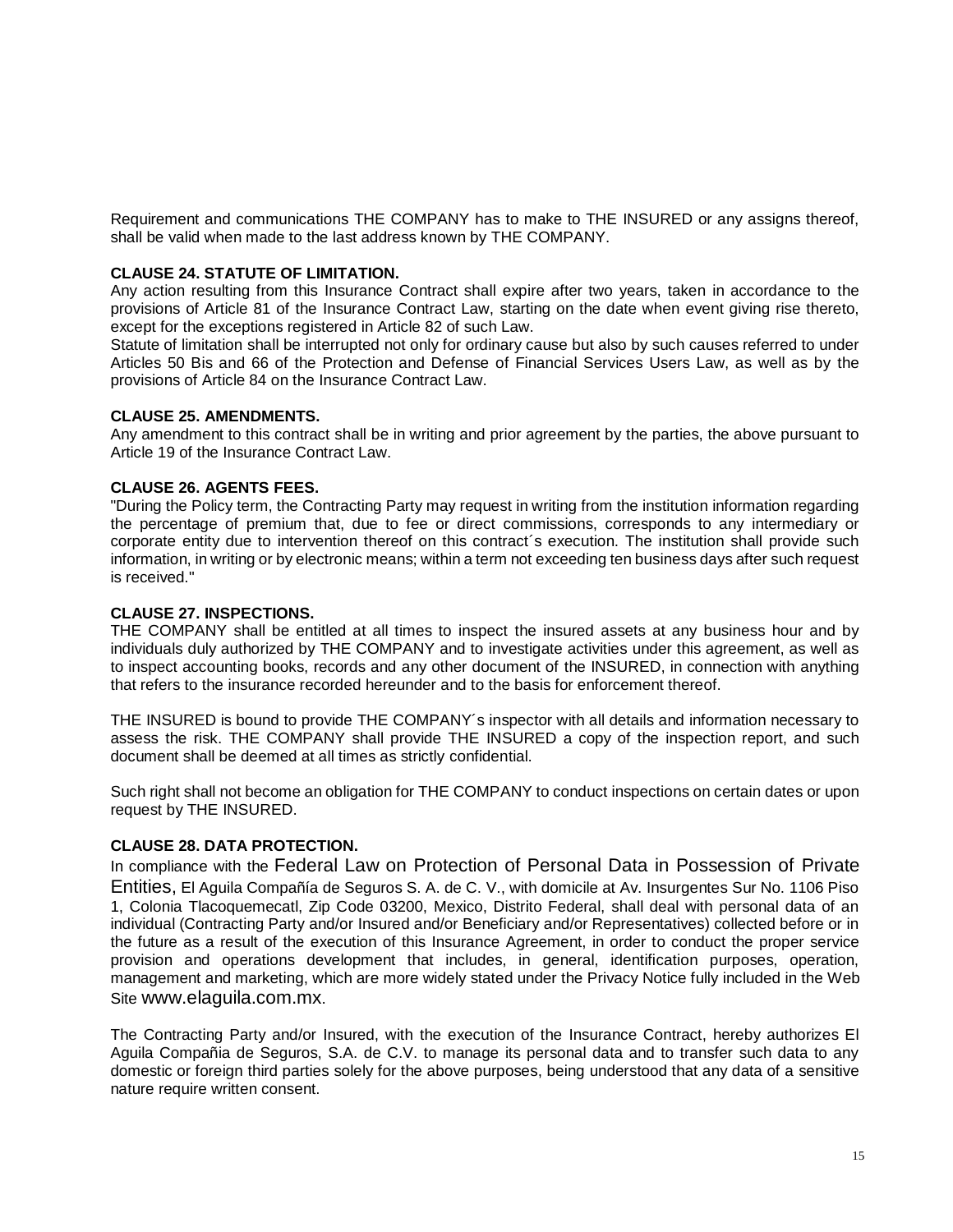Requirement and communications THE COMPANY has to make to THE INSURED or any assigns thereof, shall be valid when made to the last address known by THE COMPANY.

**CLAUSE 24. STATUTE OF LIMITATION.**

Any action resulting from this Insurance Contract shall expire after two years, taken in accordance to the provisions of Article 81 of the Insurance Contract Law, starting on the date when event giving rise thereto, except for the exceptions registered in Article 82 of such Law.

Statute of limitation shall be interrupted not only for ordinary cause but also by such causes referred to under Articles 50 Bis and 66 of the Protection and Defense of Financial Services Users Law, as well as by the provisions of Article 84 on the Insurance Contract Law.

**CLAUSE 25. AMENDMENTS.**

Any amendment to this contract shall be in writing and prior agreement by the parties, the above pursuant to Article 19 of the Insurance Contract Law.

**CLAUSE 26. AGENTS FEES.**

"During the Policy term, the Contracting Party may request in writing from the institution information regarding the percentage of premium that, due to fee or direct commissions, corresponds to any intermediary or corporate entity due to intervention thereof on this contract´s execution. The institution shall provide such information, in writing or by electronic means; within a term not exceeding ten business days after such request is received."

**CLAUSE 27. INSPECTIONS.**

THE COMPANY shall be entitled at all times to inspect the insured assets at any business hour and by individuals duly authorized by THE COMPANY and to investigate activities under this agreement, as well as to inspect accounting books, records and any other document of the INSURED, in connection with anything that refers to the insurance recorded hereunder and to the basis for enforcement thereof.

THE INSURED is bound to provide THE COMPANY´s inspector with all details and information necessary to assess the risk. THE COMPANY shall provide THE INSURED a copy of the inspection report, and such document shall be deemed at all times as strictly confidential.

Such right shall not become an obligation for THE COMPANY to conduct inspections on certain dates or upon request by THE INSURED.

**CLAUSE 28. DATA PROTECTION.**

In compliance with the Federal Law on Protection of Personal Data in Possession of Private Entities, El Aguila Compañía de Seguros S. A. de C. V., with domicile at Av. Insurgentes Sur No. 1106 Piso 1, Colonia Tlacoquemecatl, Zip Code 03200, Mexico, Distrito Federal, shall deal with personal data of an individual (Contracting Party and/or Insured and/or Beneficiary and/or Representatives) collected before or in the future as a result of the execution of this Insurance Agreement, in order to conduct the proper service provision and operations development that includes, in general, identification purposes, operation, management and marketing, which are more widely stated under the Privacy Notice fully included in the Web Site www.elaguila.com.mx.

The Contracting Party and/or Insured, with the execution of the Insurance Contract, hereby authorizes El Aguila Compañia de Seguros, S.A. de C.V. to manage its personal data and to transfer such data to any domestic or foreign third parties solely for the above purposes, being understood that any data of a sensitive nature require written consent.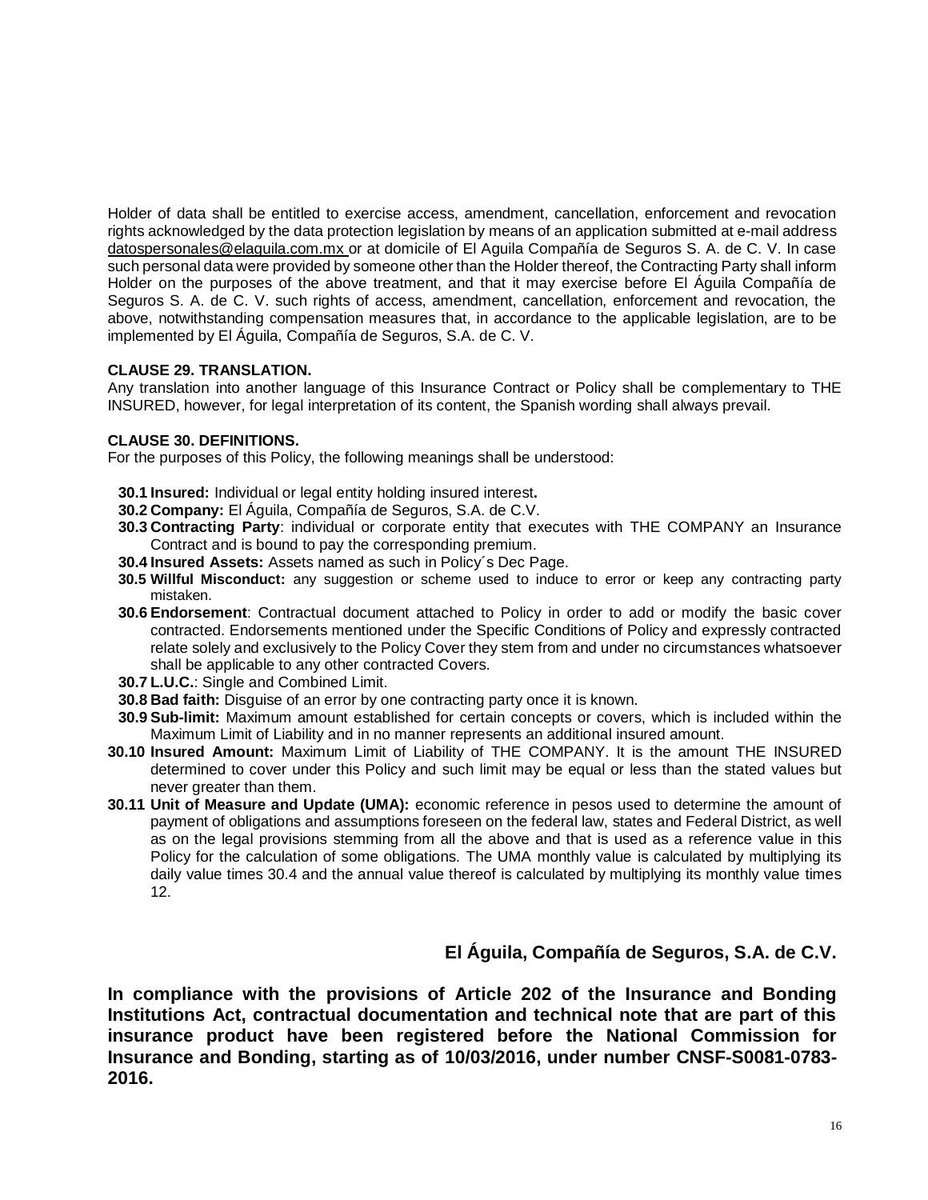Holder of data shall be entitled to exercise access, amendment, cancellation, enforcement and revocation rights acknowledged by the data protection legislation by means of an application submitted at e-mail address datospersonales@elaguila.com.mx or at domicile of El Aguila Compañía de Seguros S. A. de C. V. In case such personal data were provided by someone other than the Holder thereof, the Contracting Party shall inform Holder on the purposes of the above treatment, and that it may exercise before El Águila Compañía de Seguros S. A. de C. V. such rights of access, amendment, cancellation, enforcement and revocation, the above, notwithstanding compensation measures that, in accordance to the applicable legislation, are to be implemented by El Águila, Compañía de Seguros, S.A. de C. V.

**CLAUSE 29. TRANSLATION.**

Any translation into another language of this Insurance Contract or Policy shall be complementary to THE INSURED, however, for legal interpretation of its content, the Spanish wording shall always prevail.

**CLAUSE 30. DEFINITIONS.**

For the purposes of this Policy, the following meanings shall be understood:

- **30.1 Insured:** Individual or legal entity holding insured interest**.**
- **30.2 Company:** El Águila, Compañía de Seguros, S.A. de C.V.
- **30.3 Contracting Party**: individual or corporate entity that executes with THE COMPANY an Insurance Contract and is bound to pay the corresponding premium.
- **30.4 Insured Assets:** Assets named as such in Policy´s Dec Page.
- **30.5 Willful Misconduct:** any suggestion or scheme used to induce to error or keep any contracting party mistaken.
- **30.6 Endorsement**: Contractual document attached to Policy in order to add or modify the basic cover contracted. Endorsements mentioned under the Specific Conditions of Policy and expressly contracted relate solely and exclusively to the Policy Cover they stem from and under no circumstances whatsoever shall be applicable to any other contracted Covers.
- **30.7 L.U.C.**: Single and Combined Limit.
- **30.8 Bad faith:** Disguise of an error by one contracting party once it is known.
- **30.9 Sub-limit:** Maximum amount established for certain concepts or covers, which is included within the Maximum Limit of Liability and in no manner represents an additional insured amount.
- **30.10 Insured Amount:** Maximum Limit of Liability of THE COMPANY. It is the amount THE INSURED determined to cover under this Policy and such limit may be equal or less than the stated values but never greater than them.
- **30.11 Unit of Measure and Update (UMA):** economic reference in pesos used to determine the amount of payment of obligations and assumptions foreseen on the federal law, states and Federal District, as well as on the legal provisions stemming from all the above and that is used as a reference value in this Policy for the calculation of some obligations. The UMA monthly value is calculated by multiplying its daily value times 30.4 and the annual value thereof is calculated by multiplying its monthly value times 12.

**El Águila, Compañía de Seguros, S.A. de C.V.**

**In compliance with the provisions of Article 202 of the Insurance and Bonding Institutions Act, contractual documentation and technical note that are part of this insurance product have been registered before the National Commission for Insurance and Bonding, starting as of 10/03/2016, under number CNSF-S0081-0783-2016.**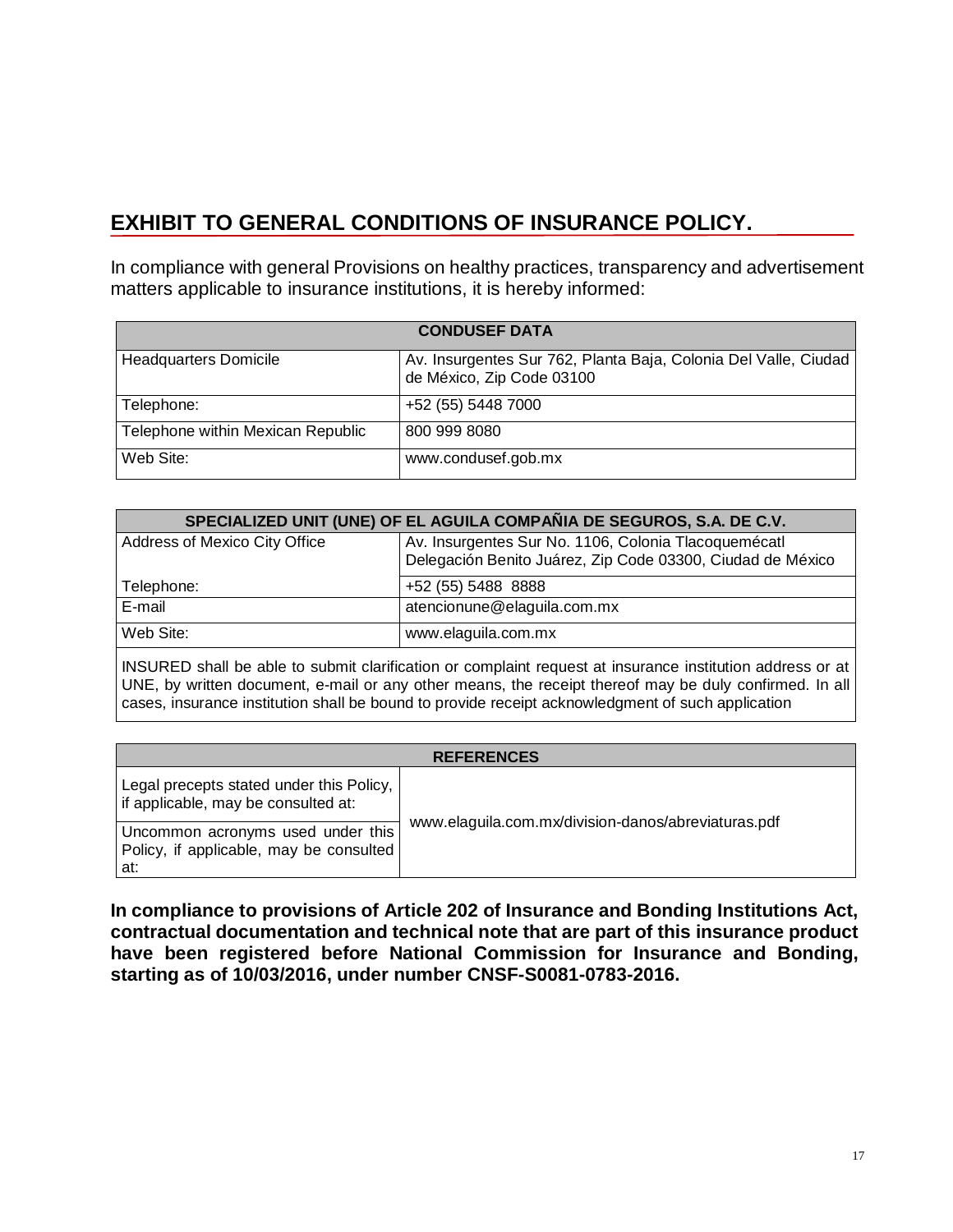# EXHIBIT TO GENERAL CONDITIONS OF INSURANCE POLICY.

In compliance with general Provisions on healthy practices, transparency and advertisement matters applicable to insurance institutions, it is hereby informed:

| CONDUSEF DATA | |
|---|---|
| Headquarters Domicile | Av. Insurgentes Sur 762, Planta Baja, Colonia Del Valle, Ciudad de México, Zip Code 03100 |
| Telephone: | +52 (55) 5448 7000 |
| Telephone within Mexican Republic | 800 999 8080 |
| Web Site: | www.condusef.gob.mx |

| SPECIALIZED UNIT (UNE) OF EL AGUILA COMPAÑIA DE SEGUROS, S.A. DE C.V. | |
|---|---|
| Address of Mexico City Office | Av. Insurgentes Sur No. 1106, Colonia Tlacoquemécatl Delegación Benito Juárez, Zip Code 03300, Ciudad de México |
| Telephone: | +52 (55) 5488 8888 |
| E-mail | atencionune@elaguila.com.mx |
| Web Site: | www.elaguila.com.mx |
| INSURED shall be able to submit clarification or complaint request at insurance institution address or at UNE, by written document, e-mail or any other means, the receipt thereof may be duly confirmed. In all cases, insurance institution shall be bound to provide receipt acknowledgment of such application | |

| REFERENCES | |
|---|---|
| Legal precepts stated under this Policy, if applicable, may be consulted at: | www.elaguila.com.mx/division-danos/abreviaturas.pdf |
| Uncommon acronyms used under this Policy, if applicable, may be consulted at: | |

**In compliance to provisions of Article 202 of Insurance and Bonding Institutions Act, contractual documentation and technical note that are part of this insurance product have been registered before National Commission for Insurance and Bonding, starting as of 10/03/2016, under number CNSF-S0081-0783-2016.**